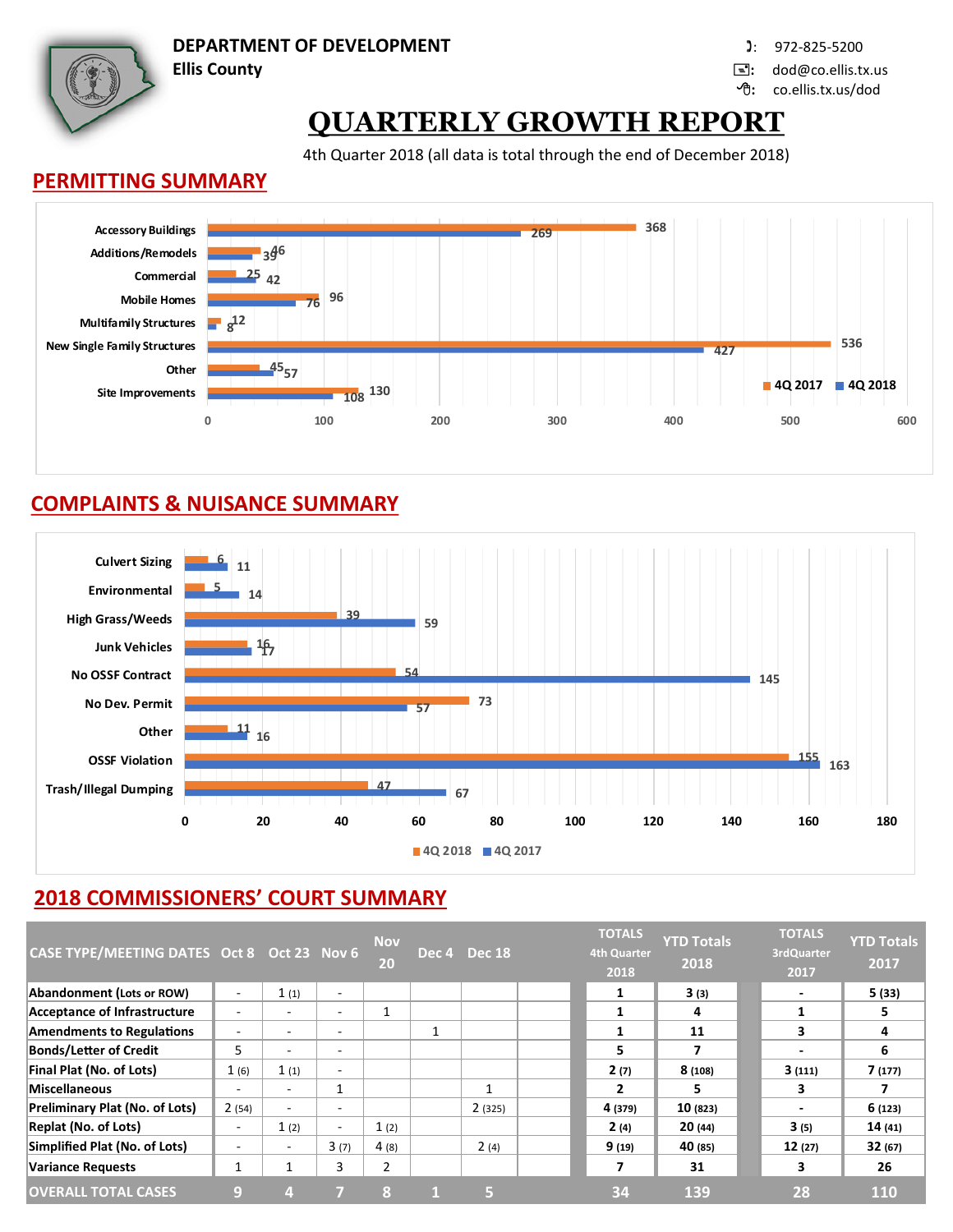# DEPARTMENT OF DEVELOPMENT
**Ellis County**

972-825-5200
dod@co.ellis.tx.us
co.ellis.tx.us/dod

# QUARTERLY GROWTH REPORT

4th Quarter 2018 (all data is total through the end of December 2018)

## PERMITTING SUMMARY

| Permit Type | 4Q 2017 | 4Q 2018 |
|---|---|---|
| Accessory Buildings | 368 | 269 |
| Additions/Remodels | 46 | 39 |
| Commercial | 25 | 42 |
| Mobile Homes | 96 | 76 |
| Multifamily Structures | 12 | 8 |
| New Single Family Structures | 536 | 427 |
| Other | 45 | 57 |
| Site Improvements | 130 | 108 |

## COMPLAINTS & NUISANCE SUMMARY

| Complaint Type | 4Q 2018 | 4Q 2017 |
|---|---|---|
| Culvert Sizing | 6 | 11 |
| Environmental | 5 | 14 |
| High Grass/Weeds | 39 | 59 |
| Junk Vehicles | 16 | 17 |
| No OSSF Contract | 54 | 145 |
| No Dev. Permit | 73 | 57 |
| Other | 11 | 16 |
| OSSF Violation | 155 | 163 |
| Trash/Illegal Dumping | 47 | 67 |

## 2018 COMMISSIONERS' COURT SUMMARY

| CASE TYPE/MEETING DATES | Oct 8 | Oct 23 | Nov 6 | Nov 20 | Dec 4 | Dec 18 | TOTALS 4th Quarter 2018 | YTD Totals 2018 | TOTALS 3rdQuarter 2017 | YTD Totals 2017 |
|---|---|---|---|---|---|---|---|---|---|---|
| Abandonment (Lots or ROW) | - | 1 (1) | - | | | | 1 | 3 (3) | - | 5 (33) |
| Acceptance of Infrastructure | - | - | - | 1 | | | 1 | 4 | 1 | 5 |
| Amendments to Regulations | - | - | - | | 1 | | 1 | 11 | 3 | 4 |
| Bonds/Letter of Credit | 5 | - | - | | | | 5 | 7 | - | 6 |
| Final Plat (No. of Lots) | 1 (6) | 1 (1) | - | | | | 2 (7) | 8 (108) | 3 (111) | 7 (177) |
| Miscellaneous | - | - | 1 | | | 1 | 2 | 5 | 3 | 7 |
| Preliminary Plat (No. of Lots) | 2 (54) | - | - | | | 2 (325) | 4 (379) | 10 (823) | - | 6 (123) |
| Replat (No. of Lots) | - | 1 (2) | - | 1 (2) | | | 2 (4) | 20 (44) | 3 (5) | 14 (41) |
| Simplified Plat (No. of Lots) | - | - | 3 (7) | 4 (8) | | 2 (4) | 9 (19) | 40 (85) | 12 (27) | 32 (67) |
| Variance Requests | 1 | 1 | 3 | 2 | | | 7 | 31 | 3 | 26 |
| **OVERALL TOTAL CASES** | **9** | **4** | **7** | **8** | **1** | **5** | **34** | **139** | **28** | **110** |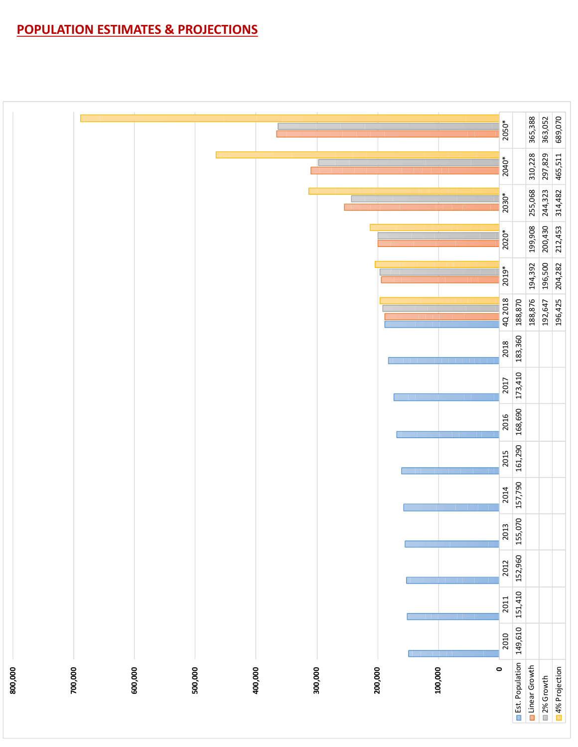# POPULATION ESTIMATES & PROJECTIONS

| | 2010 | 2011 | 2012 | 2013 | 2014 | 2015 | 2016 | 2017 | 2018 | 4Q 2018 | 2019* | 2020* | 2030* | 2040* | 2050* |
|---|---|---|---|---|---|---|---|---|---|---|---|---|---|---|---|
| Est. Population | 149,610 | 151,410 | 152,960 | 155,070 | 157,790 | 161,290 | 168,690 | 173,410 | 183,360 | 188,870 | | | | | |
| Linear Growth | | | | | | | | | | 188,876 | 194,392 | 199,908 | 255,068 | 310,228 | 365,388 |
| 2% Growth | | | | | | | | | | 192,647 | 196,500 | 200,430 | 244,323 | 297,829 | 363,052 |
| 4% Projection | | | | | | | | | | 196,425 | 204,282 | 212,453 | 314,482 | 465,511 | 689,070 |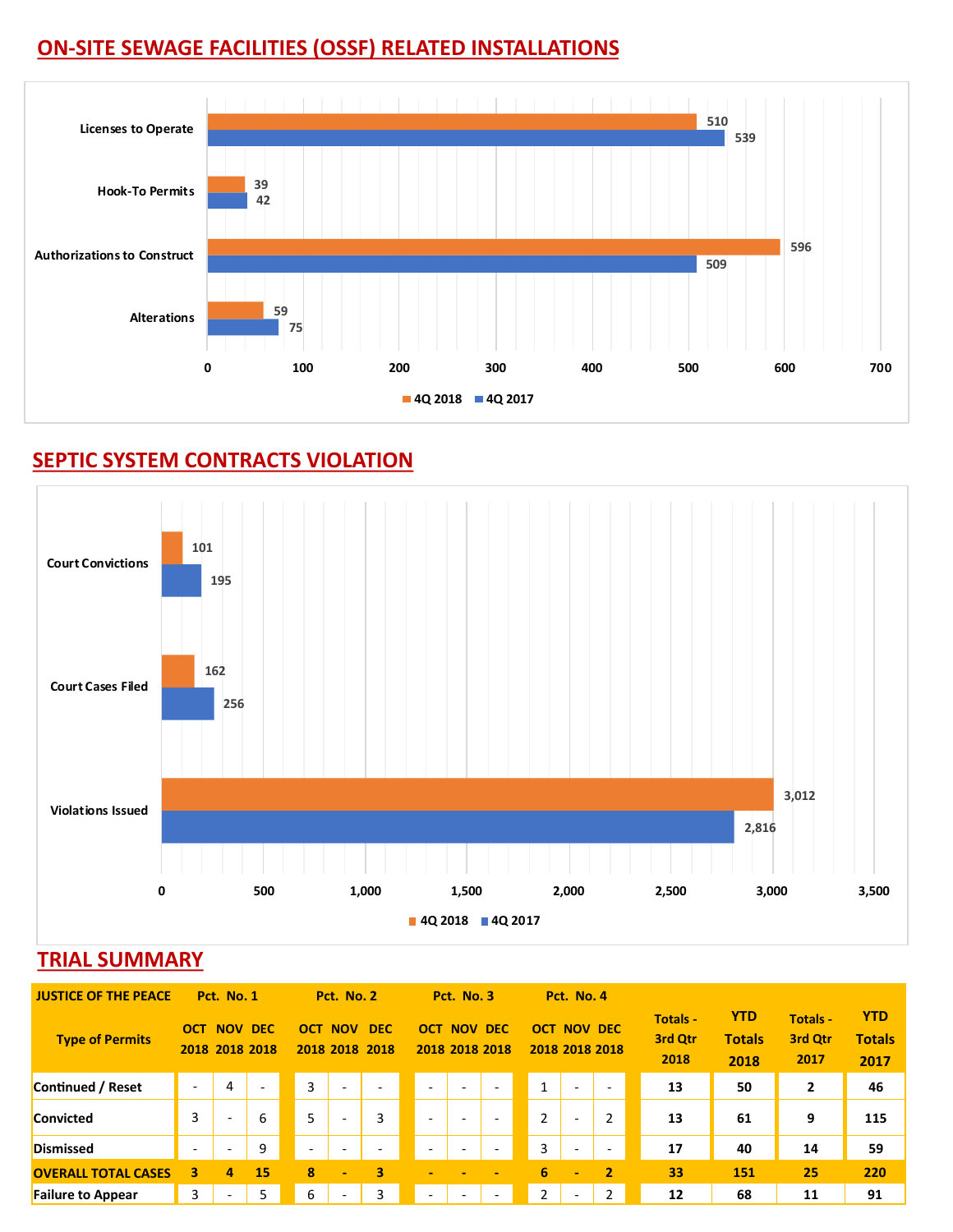## ON-SITE SEWAGE FACILITIES (OSSF) RELATED INSTALLATIONS

Licenses to Operate
510
539

Hook-To Permits
39
42

Authorizations to Construct
596
509

Alterations
59
75

0 100 200 300 400 500 600 700

4Q 2018 4Q 2017

## SEPTIC SYSTEM CONTRACTS VIOLATION

Court Convictions
101
195

Court Cases Filed
162
256

Violations Issued
3,012
2,816

0 500 1,000 1,500 2,000 2,500 3,000 3,500

4Q 2018 4Q 2017

## TRIAL SUMMARY

| JUSTICE OF THE PEACE | Pct. No. 1 | | | Pct. No. 2 | | | Pct. No. 3 | | | Pct. No. 4 | | | | | | |
|---|---|---|---|---|---|---|---|---|---|---|---|---|---|---|---|---|
| Type of Permits | OCT 2018 | NOV 2018 | DEC 2018 | OCT 2018 | NOV 2018 | DEC 2018 | OCT 2018 | NOV 2018 | DEC 2018 | OCT 2018 | NOV 2018 | DEC 2018 | Totals - 3rd Qtr 2018 | YTD Totals 2018 | Totals - 3rd Qtr 2017 | YTD Totals 2017 |
| Continued / Reset | - | 4 | - | 3 | - | - | - | - | - | 1 | - | - | 13 | 50 | 2 | 46 |
| Convicted | 3 | - | 6 | 5 | - | 3 | - | - | - | 2 | - | 2 | 13 | 61 | 9 | 115 |
| Dismissed | - | - | 9 | - | - | - | - | - | - | 3 | - | - | 17 | 40 | 14 | 59 |
| OVERALL TOTAL CASES | 3 | 4 | 15 | 8 | - | 3 | - | - | - | 6 | - | 2 | 33 | 151 | 25 | 220 |
| Failure to Appear | 3 | - | 5 | 6 | - | 3 | - | - | - | 2 | - | 2 | 12 | 68 | 11 | 91 |